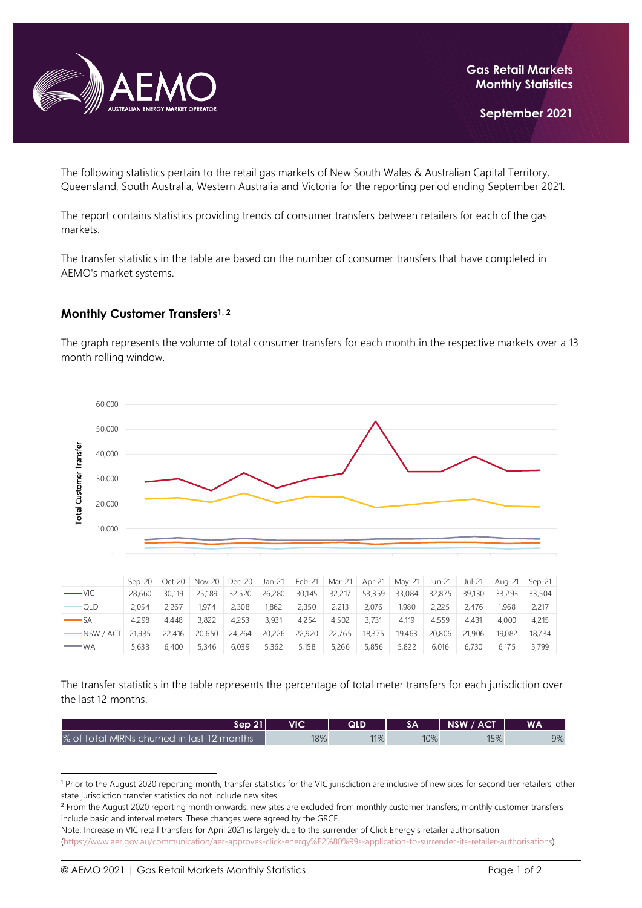Gas Retail Markets Monthly Statistics

September 2021

The following statistics pertain to the retail gas markets of New South Wales & Australian Capital Territory, Queensland, South Australia, Western Australia and Victoria for the reporting period ending September 2021.

The report contains statistics providing trends of consumer transfers between retailers for each of the gas markets.

The transfer statistics in the table are based on the number of consumer transfers that have completed in AEMO's market systems.

## Monthly Customer Transfers[1, 2]

The graph represents the volume of total consumer transfers for each month in the respective markets over a 13 month rolling window.

| | Sep-20 | Oct-20 | Nov-20 | Dec-20 | Jan-21 | Feb-21 | Mar-21 | Apr-21 | May-21 | Jun-21 | Jul-21 | Aug-21 | Sep-21 |
|---|---|---|---|---|---|---|---|---|---|---|---|---|---|
| VIC | 28,660 | 30,119 | 25,189 | 32,520 | 26,280 | 30,145 | 32,217 | 53,359 | 33,084 | 32,875 | 39,130 | 33,293 | 33,504 |
| QLD | 2,054 | 2,267 | 1,974 | 2,308 | 1,862 | 2,350 | 2,213 | 2,076 | 1,980 | 2,225 | 2,476 | 1,968 | 2,217 |
| SA | 4,298 | 4,448 | 3,822 | 4,253 | 3,931 | 4,254 | 4,502 | 3,731 | 4,119 | 4,559 | 4,431 | 4,000 | 4,215 |
| NSW / ACT | 21,935 | 22,416 | 20,650 | 24,264 | 20,226 | 22,920 | 22,765 | 18,375 | 19,463 | 20,806 | 21,906 | 19,082 | 18,734 |
| WA | 5,633 | 6,400 | 5,346 | 6,039 | 5,362 | 5,158 | 5,266 | 5,856 | 5,822 | 6,016 | 6,730 | 6,175 | 5,799 |

The transfer statistics in the table represents the percentage of total meter transfers for each jurisdiction over the last 12 months.

| Sep 21 | VIC | QLD | SA | NSW / ACT | WA |
|---|---|---|---|---|---|
| % of total MIRNs churned in last 12 months | 18% | 11% | 10% | 15% | 9% |

[1] Prior to the August 2020 reporting month, transfer statistics for the VIC jurisdiction are inclusive of new sites for second tier retailers; other state jurisdiction transfer statistics do not include new sites.

[2] From the August 2020 reporting month onwards, new sites are excluded from monthly customer transfers; monthly customer transfers include basic and interval meters. These changes were agreed by the GRCF.

Note: Increase in VIC retail transfers for April 2021 is largely due to the surrender of Click Energy's retailer authorisation (https://www.aer.gov.au/communication/aer-approves-click-energy%E2%80%99s-application-to-surrender-its-retailer-authorisations)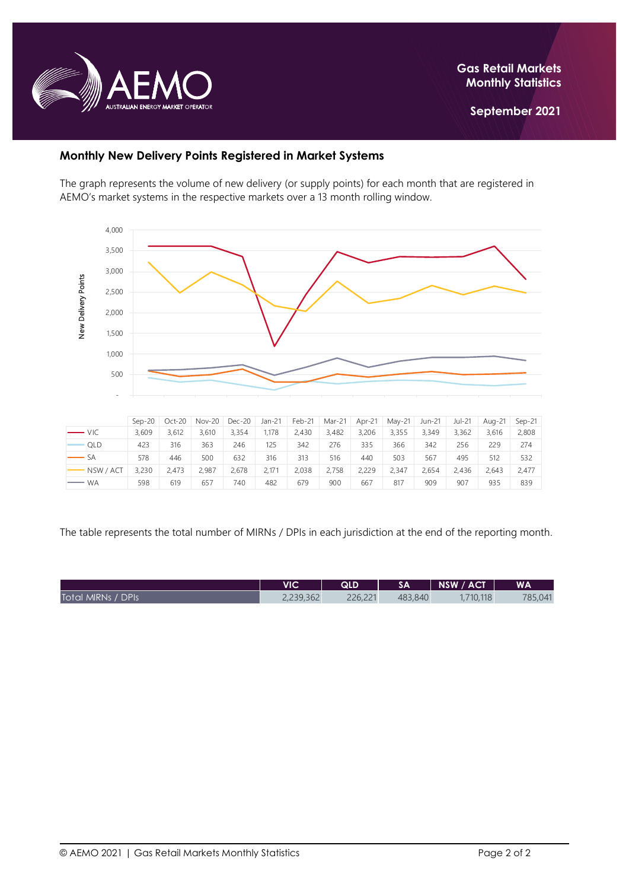## Monthly New Delivery Points Registered in Market Systems

The graph represents the volume of new delivery (or supply points) for each month that are registered in AEMO's market systems in the respective markets over a 13 month rolling window.

New Delivery Points

4,000
3,500
3,000
2,500
2,000
1,500
1,000
500
-

| | Sep-20 | Oct-20 | Nov-20 | Dec-20 | Jan-21 | Feb-21 | Mar-21 | Apr-21 | May-21 | Jun-21 | Jul-21 | Aug-21 | Sep-21 |
|---|---|---|---|---|---|---|---|---|---|---|---|---|---|
| VIC | 3,609 | 3,612 | 3,610 | 3,354 | 1,178 | 2,430 | 3,482 | 3,206 | 3,355 | 3,349 | 3,362 | 3,616 | 2,808 |
| QLD | 423 | 316 | 363 | 246 | 125 | 342 | 276 | 335 | 366 | 342 | 256 | 229 | 274 |
| SA | 578 | 446 | 500 | 632 | 316 | 313 | 516 | 440 | 503 | 567 | 495 | 512 | 532 |
| NSW / ACT | 3,230 | 2,473 | 2,987 | 2,678 | 2,171 | 2,038 | 2,758 | 2,229 | 2,347 | 2,654 | 2,436 | 2,643 | 2,477 |
| WA | 598 | 619 | 657 | 740 | 482 | 679 | 900 | 667 | 817 | 909 | 907 | 935 | 839 |

The table represents the total number of MIRNs / DPIs in each jurisdiction at the end of the reporting month.

| | VIC | QLD | SA | NSW / ACT | WA |
|---|---|---|---|---|---|
| Total MIRNs / DPIs | 2,239,362 | 226,221 | 483,840 | 1,710,118 | 785,041 |